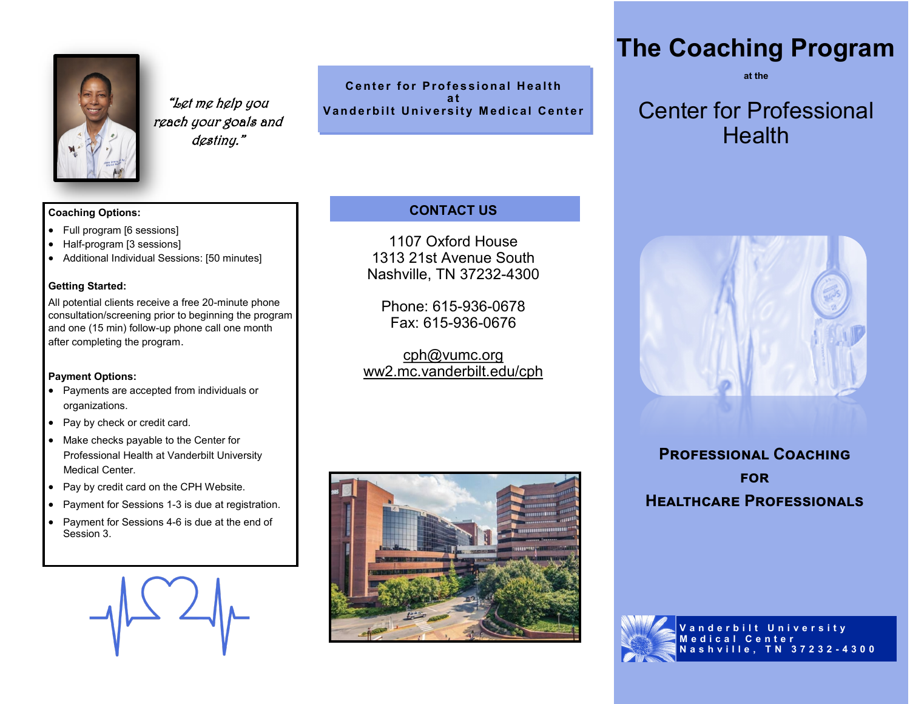"Let me help you reach your goals and destiny."

**Coaching Options:**

- Full program [6 sessions]
- Half-program [3 sessions]
- Additional Individual Sessions: [50 minutes]

**Getting Started:**

All potential clients receive a free 20-minute phone consultation/screening prior to beginning the program and one (15 min) follow-up phone call one month after completing the program.

**Payment Options:**

- Payments are accepted from individuals or organizations.
- Pay by check or credit card.
- Make checks payable to the Center for Professional Health at Vanderbilt University Medical Center.
- Pay by credit card on the CPH Website.
- Payment for Sessions 1-3 is due at registration.
- Payment for Sessions 4-6 is due at the end of Session 3.

**Center for Professional Health at Vanderbilt University Medical Center**

## CONTACT US

1107 Oxford House
1313 21st Avenue South
Nashville, TN 37232-4300

Phone: 615-936-0678
Fax: 615-936-0676

cph@vumc.org
ww2.mc.vanderbilt.edu/cph

# The Coaching Program

at the

## Center for Professional Health

### PROFESSIONAL COACHING FOR HEALTHCARE PROFESSIONALS

Vanderbilt University Medical Center
Nashville, TN 37232-4300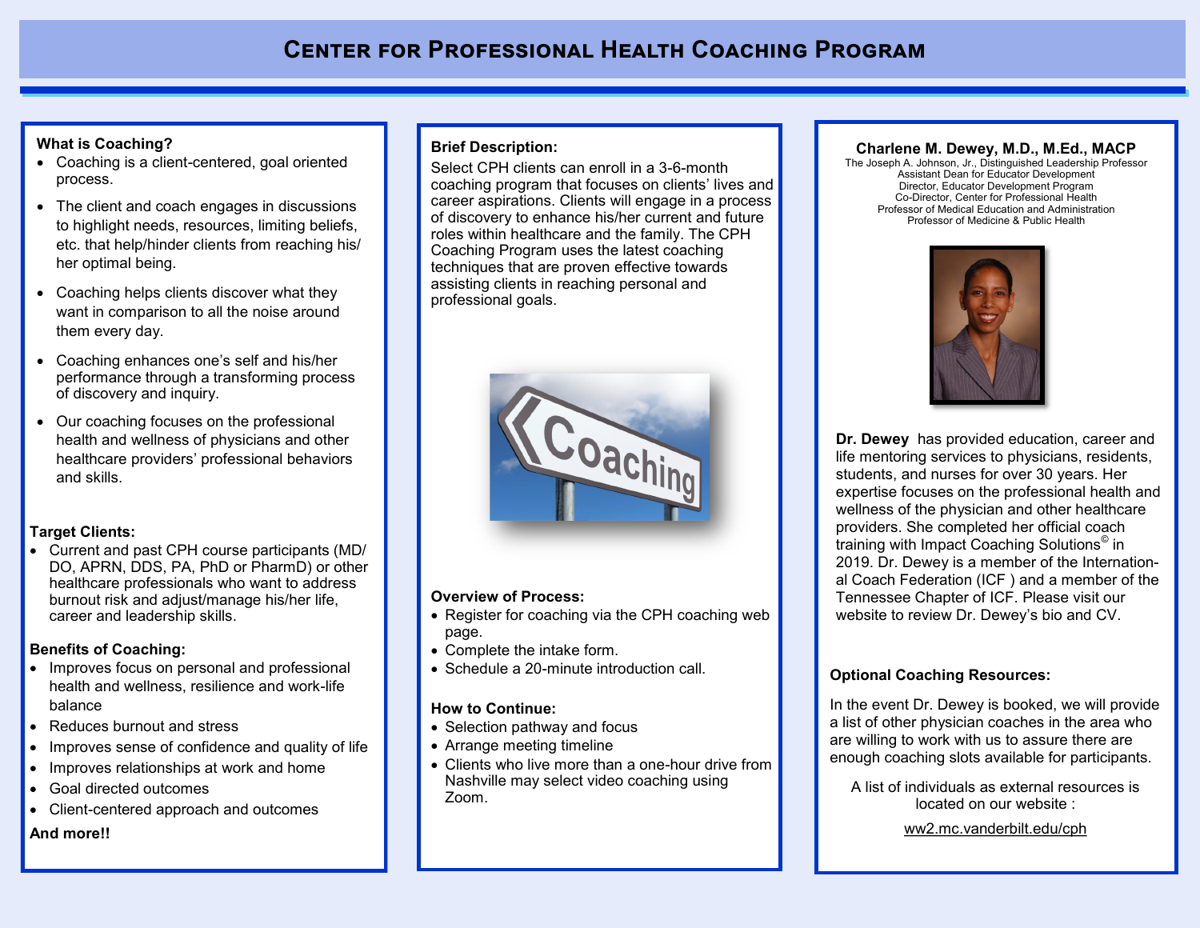# Center for Professional Health Coaching Program

**What is Coaching?**

- Coaching is a client-centered, goal oriented process.
- The client and coach engages in discussions to highlight needs, resources, limiting beliefs, etc. that help/hinder clients from reaching his/her optimal being.
- Coaching helps clients discover what they want in comparison to all the noise around them every day.
- Coaching enhances one's self and his/her performance through a transforming process of discovery and inquiry.
- Our coaching focuses on the professional health and wellness of physicians and other healthcare providers' professional behaviors and skills.

**Target Clients:**

- Current and past CPH course participants (MD/DO, APRN, DDS, PA, PhD or PharmD) or other healthcare professionals who want to address burnout risk and adjust/manage his/her life, career and leadership skills.

**Benefits of Coaching:**

- Improves focus on personal and professional health and wellness, resilience and work-life balance
- Reduces burnout and stress
- Improves sense of confidence and quality of life
- Improves relationships at work and home
- Goal directed outcomes
- Client-centered approach and outcomes

**And more!!**

**Brief Description:**

Select CPH clients can enroll in a 3-6-month coaching program that focuses on clients' lives and career aspirations. Clients will engage in a process of discovery to enhance his/her current and future roles within healthcare and the family. The CPH Coaching Program uses the latest coaching techniques that are proven effective towards assisting clients in reaching personal and professional goals.

**Overview of Process:**

- Register for coaching via the CPH coaching web page.
- Complete the intake form.
- Schedule a 20-minute introduction call.

**How to Continue:**

- Selection pathway and focus
- Arrange meeting timeline
- Clients who live more than a one-hour drive from Nashville may select video coaching using Zoom.

**Charlene M. Dewey, M.D., M.Ed., MACP**

The Joseph A. Johnson, Jr., Distinguished Leadership Professor
Assistant Dean for Educator Development
Director, Educator Development Program
Co-Director, Center for Professional Health
Professor of Medical Education and Administration
Professor of Medicine & Public Health

**Dr. Dewey** has provided education, career and life mentoring services to physicians, residents, students, and nurses for over 30 years. Her expertise focuses on the professional health and wellness of the physician and other healthcare providers. She completed her official coach training with Impact Coaching Solutions© in 2019. Dr. Dewey is a member of the International Coach Federation (ICF ) and a member of the Tennessee Chapter of ICF. Please visit our website to review Dr. Dewey's bio and CV.

**Optional Coaching Resources:**

In the event Dr. Dewey is booked, we will provide a list of other physician coaches in the area who are willing to work with us to assure there are enough coaching slots available for participants.

A list of individuals as external resources is located on our website :

ww2.mc.vanderbilt.edu/cph